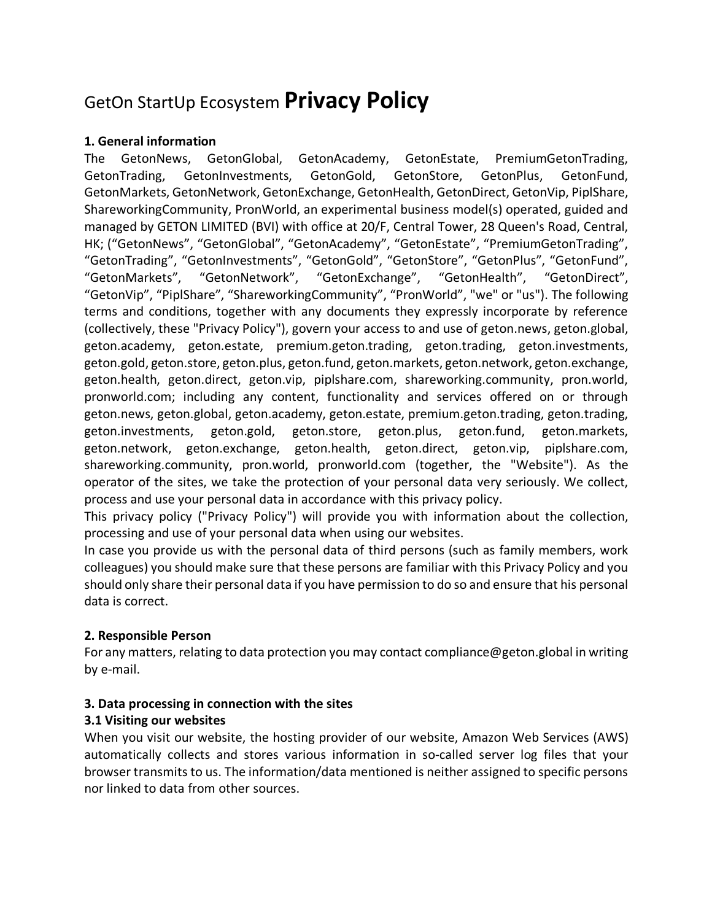# GetOn StartUp Ecosystem **Privacy Policy**

## 1. General information

The GetonNews, GetonGlobal, GetonAcademy, GetonEstate, PremiumGetonTrading, GetonTrading, GetonInvestments, GetonGold, GetonStore, GetonPlus, GetonFund, GetonMarkets, GetonNetwork, GetonExchange, GetonHealth, GetonDirect, GetonVip, PiplShare, ShareworkingCommunity, PronWorld, an experimental business model(s) operated, guided and managed by GETON LIMITED (BVI) with office at 20/F, Central Tower, 28 Queen's Road, Central, HK; ("GetonNews", "GetonGlobal", "GetonAcademy", "GetonEstate", "PremiumGetonTrading", "GetonTrading", "GetonInvestments", "GetonGold", "GetonStore", "GetonPlus", "GetonFund", "GetonMarkets", "GetonNetwork", "GetonExchange", "GetonHealth", "GetonDirect", "GetonVip", "PiplShare", "ShareworkingCommunity", "PronWorld", "we" or "us"). The following terms and conditions, together with any documents they expressly incorporate by reference (collectively, these "Privacy Policy"), govern your access to and use of geton.news, geton.global, geton.academy, geton.estate, premium.geton.trading, geton.trading, geton.investments, geton.gold, geton.store, geton.plus, geton.fund, geton.markets, geton.network, geton.exchange, geton.health, geton.direct, geton.vip, piplshare.com, shareworking.community, pron.world, pronworld.com; including any content, functionality and services offered on or through geton.news, geton.global, geton.academy, geton.estate, premium.geton.trading, geton.trading, geton.investments, geton.gold, geton.store, geton.plus, geton.fund, geton.markets, geton.network, geton.exchange, geton.health, geton.direct, geton.vip, piplshare.com, shareworking.community, pron.world, pronworld.com (together, the "Website"). As the operator of the sites, we take the protection of your personal data very seriously. We collect, process and use your personal data in accordance with this privacy policy.

This privacy policy ("Privacy Policy") will provide you with information about the collection, processing and use of your personal data when using our websites.

In case you provide us with the personal data of third persons (such as family members, work colleagues) you should make sure that these persons are familiar with this Privacy Policy and you should only share their personal data if you have permission to do so and ensure that his personal data is correct.

## 2. Responsible Person

For any matters, relating to data protection you may contact compliance@geton.global in writing by e-mail.

## 3. Data processing in connection with the sites

### 3.1 Visiting our websites

When you visit our website, the hosting provider of our website, Amazon Web Services (AWS) automatically collects and stores various information in so-called server log files that your browser transmits to us. The information/data mentioned is neither assigned to specific persons nor linked to data from other sources.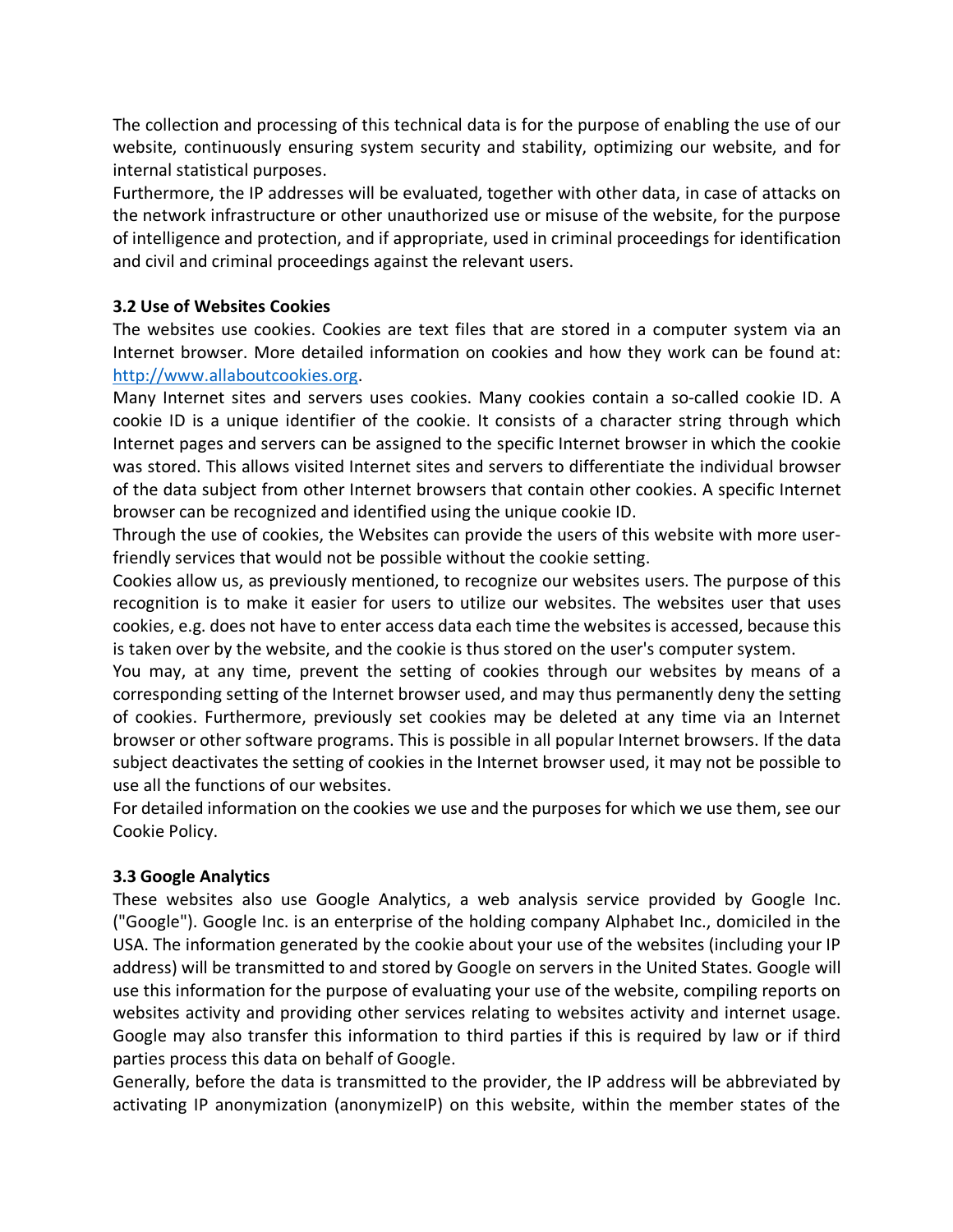The collection and processing of this technical data is for the purpose of enabling the use of our website, continuously ensuring system security and stability, optimizing our website, and for internal statistical purposes.

Furthermore, the IP addresses will be evaluated, together with other data, in case of attacks on the network infrastructure or other unauthorized use or misuse of the website, for the purpose of intelligence and protection, and if appropriate, used in criminal proceedings for identification and civil and criminal proceedings against the relevant users.

### 3.2 Use of Websites Cookies

The websites use cookies. Cookies are text files that are stored in a computer system via an Internet browser. More detailed information on cookies and how they work can be found at: [http://www.allaboutcookies.org](http://www.allaboutcookies.org).

Many Internet sites and servers uses cookies. Many cookies contain a so-called cookie ID. A cookie ID is a unique identifier of the cookie. It consists of a character string through which Internet pages and servers can be assigned to the specific Internet browser in which the cookie was stored. This allows visited Internet sites and servers to differentiate the individual browser of the data subject from other Internet browsers that contain other cookies. A specific Internet browser can be recognized and identified using the unique cookie ID.

Through the use of cookies, the Websites can provide the users of this website with more user-friendly services that would not be possible without the cookie setting.

Cookies allow us, as previously mentioned, to recognize our websites users. The purpose of this recognition is to make it easier for users to utilize our websites. The websites user that uses cookies, e.g. does not have to enter access data each time the websites is accessed, because this is taken over by the website, and the cookie is thus stored on the user's computer system.

You may, at any time, prevent the setting of cookies through our websites by means of a corresponding setting of the Internet browser used, and may thus permanently deny the setting of cookies. Furthermore, previously set cookies may be deleted at any time via an Internet browser or other software programs. This is possible in all popular Internet browsers. If the data subject deactivates the setting of cookies in the Internet browser used, it may not be possible to use all the functions of our websites.

For detailed information on the cookies we use and the purposes for which we use them, see our Cookie Policy.

### 3.3 Google Analytics

These websites also use Google Analytics, a web analysis service provided by Google Inc. ("Google"). Google Inc. is an enterprise of the holding company Alphabet Inc., domiciled in the USA. The information generated by the cookie about your use of the websites (including your IP address) will be transmitted to and stored by Google on servers in the United States. Google will use this information for the purpose of evaluating your use of the website, compiling reports on websites activity and providing other services relating to websites activity and internet usage. Google may also transfer this information to third parties if this is required by law or if third parties process this data on behalf of Google.

Generally, before the data is transmitted to the provider, the IP address will be abbreviated by activating IP anonymization (anonymizeIP) on this website, within the member states of the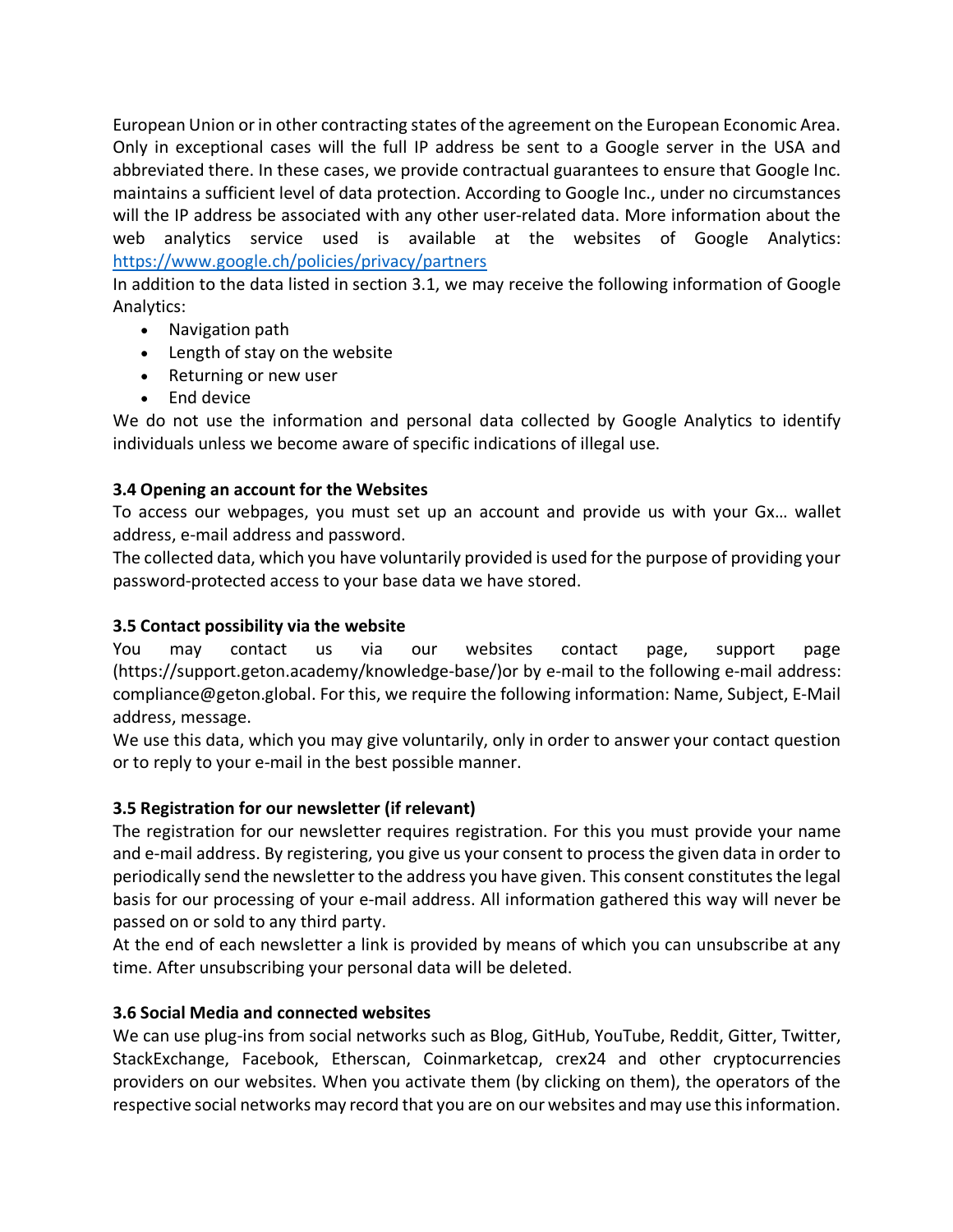European Union or in other contracting states of the agreement on the European Economic Area. Only in exceptional cases will the full IP address be sent to a Google server in the USA and abbreviated there. In these cases, we provide contractual guarantees to ensure that Google Inc. maintains a sufficient level of data protection. According to Google Inc., under no circumstances will the IP address be associated with any other user-related data. More information about the web analytics service used is available at the websites of Google Analytics: [https://www.google.ch/policies/privacy/partners](https://www.google.ch/policies/privacy/partners)

In addition to the data listed in section 3.1, we may receive the following information of Google Analytics:

- Navigation path
- Length of stay on the website
- Returning or new user
- End device

We do not use the information and personal data collected by Google Analytics to identify individuals unless we become aware of specific indications of illegal use.

**3.4 Opening an account for the Websites**

To access our webpages, you must set up an account and provide us with your Gx… wallet address, e-mail address and password.

The collected data, which you have voluntarily provided is used for the purpose of providing your password-protected access to your base data we have stored.

**3.5 Contact possibility via the website**

You may contact us via our websites contact page, support page (https://support.geton.academy/knowledge-base/)or by e-mail to the following e-mail address: compliance@geton.global. For this, we require the following information: Name, Subject, E-Mail address, message.

We use this data, which you may give voluntarily, only in order to answer your contact question or to reply to your e-mail in the best possible manner.

**3.5 Registration for our newsletter (if relevant)**

The registration for our newsletter requires registration. For this you must provide your name and e-mail address. By registering, you give us your consent to process the given data in order to periodically send the newsletter to the address you have given. This consent constitutes the legal basis for our processing of your e-mail address. All information gathered this way will never be passed on or sold to any third party.

At the end of each newsletter a link is provided by means of which you can unsubscribe at any time. After unsubscribing your personal data will be deleted.

**3.6 Social Media and connected websites**

We can use plug-ins from social networks such as Blog, GitHub, YouTube, Reddit, Gitter, Twitter, StackExchange, Facebook, Etherscan, Coinmarketcap, crex24 and other cryptocurrencies providers on our websites. When you activate them (by clicking on them), the operators of the respective social networks may record that you are on our websites and may use this information.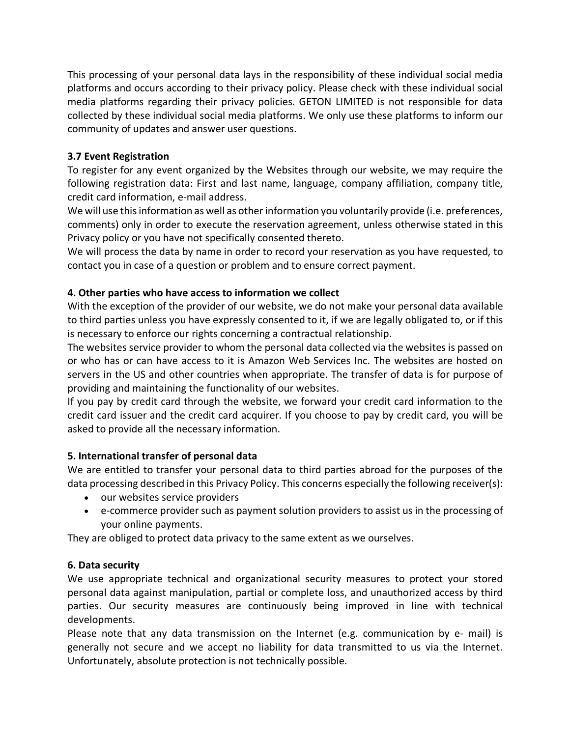This processing of your personal data lays in the responsibility of these individual social media platforms and occurs according to their privacy policy. Please check with these individual social media platforms regarding their privacy policies. GETON LIMITED is not responsible for data collected by these individual social media platforms. We only use these platforms to inform our community of updates and answer user questions.

### 3.7 Event Registration

To register for any event organized by the Websites through our website, we may require the following registration data: First and last name, language, company affiliation, company title, credit card information, e-mail address.

We will use this information as well as other information you voluntarily provide (i.e. preferences, comments) only in order to execute the reservation agreement, unless otherwise stated in this Privacy policy or you have not specifically consented thereto.

We will process the data by name in order to record your reservation as you have requested, to contact you in case of a question or problem and to ensure correct payment.

## 4. Other parties who have access to information we collect

With the exception of the provider of our website, we do not make your personal data available to third parties unless you have expressly consented to it, if we are legally obligated to, or if this is necessary to enforce our rights concerning a contractual relationship.

The websites service provider to whom the personal data collected via the websites is passed on or who has or can have access to it is Amazon Web Services Inc. The websites are hosted on servers in the US and other countries when appropriate. The transfer of data is for purpose of providing and maintaining the functionality of our websites.

If you pay by credit card through the website, we forward your credit card information to the credit card issuer and the credit card acquirer. If you choose to pay by credit card, you will be asked to provide all the necessary information.

## 5. International transfer of personal data

We are entitled to transfer your personal data to third parties abroad for the purposes of the data processing described in this Privacy Policy. This concerns especially the following receiver(s):

- our websites service providers
- e-commerce provider such as payment solution providers to assist us in the processing of your online payments.

They are obliged to protect data privacy to the same extent as we ourselves.

## 6. Data security

We use appropriate technical and organizational security measures to protect your stored personal data against manipulation, partial or complete loss, and unauthorized access by third parties. Our security measures are continuously being improved in line with technical developments.

Please note that any data transmission on the Internet (e.g. communication by e- mail) is generally not secure and we accept no liability for data transmitted to us via the Internet. Unfortunately, absolute protection is not technically possible.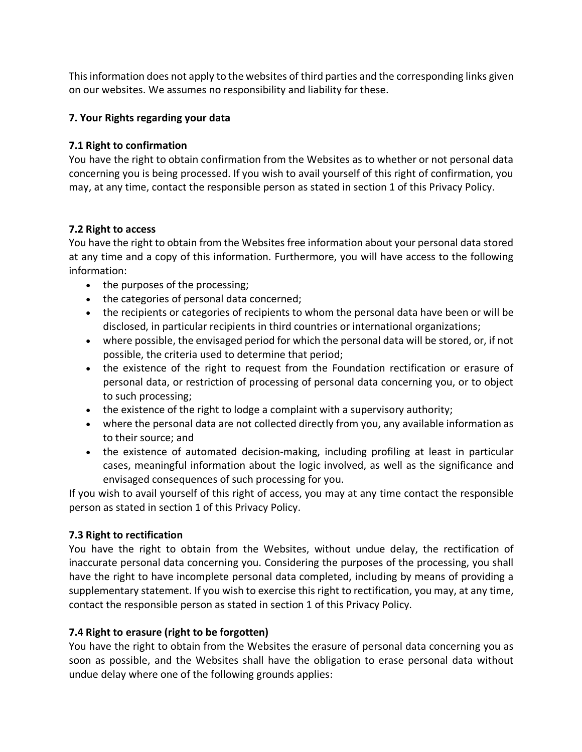This information does not apply to the websites of third parties and the corresponding links given on our websites. We assumes no responsibility and liability for these.

**7. Your Rights regarding your data**

**7.1 Right to confirmation**

You have the right to obtain confirmation from the Websites as to whether or not personal data concerning you is being processed. If you wish to avail yourself of this right of confirmation, you may, at any time, contact the responsible person as stated in section 1 of this Privacy Policy.

**7.2 Right to access**

You have the right to obtain from the Websites free information about your personal data stored at any time and a copy of this information. Furthermore, you will have access to the following information:

- the purposes of the processing;
- the categories of personal data concerned;
- the recipients or categories of recipients to whom the personal data have been or will be disclosed, in particular recipients in third countries or international organizations;
- where possible, the envisaged period for which the personal data will be stored, or, if not possible, the criteria used to determine that period;
- the existence of the right to request from the Foundation rectification or erasure of personal data, or restriction of processing of personal data concerning you, or to object to such processing;
- the existence of the right to lodge a complaint with a supervisory authority;
- where the personal data are not collected directly from you, any available information as to their source; and
- the existence of automated decision-making, including profiling at least in particular cases, meaningful information about the logic involved, as well as the significance and envisaged consequences of such processing for you.

If you wish to avail yourself of this right of access, you may at any time contact the responsible person as stated in section 1 of this Privacy Policy.

**7.3 Right to rectification**

You have the right to obtain from the Websites, without undue delay, the rectification of inaccurate personal data concerning you. Considering the purposes of the processing, you shall have the right to have incomplete personal data completed, including by means of providing a supplementary statement. If you wish to exercise this right to rectification, you may, at any time, contact the responsible person as stated in section 1 of this Privacy Policy.

**7.4 Right to erasure (right to be forgotten)**

You have the right to obtain from the Websites the erasure of personal data concerning you as soon as possible, and the Websites shall have the obligation to erase personal data without undue delay where one of the following grounds applies: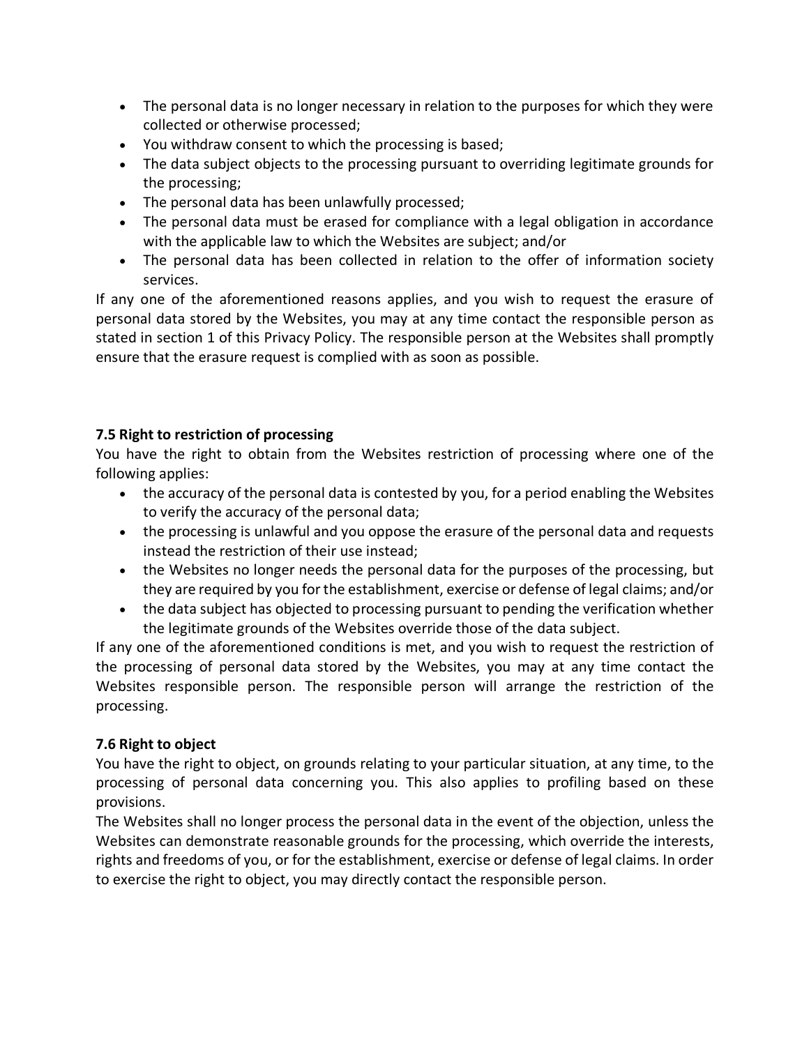- The personal data is no longer necessary in relation to the purposes for which they were collected or otherwise processed;
- You withdraw consent to which the processing is based;
- The data subject objects to the processing pursuant to overriding legitimate grounds for the processing;
- The personal data has been unlawfully processed;
- The personal data must be erased for compliance with a legal obligation in accordance with the applicable law to which the Websites are subject; and/or
- The personal data has been collected in relation to the offer of information society services.

If any one of the aforementioned reasons applies, and you wish to request the erasure of personal data stored by the Websites, you may at any time contact the responsible person as stated in section 1 of this Privacy Policy. The responsible person at the Websites shall promptly ensure that the erasure request is complied with as soon as possible.

**7.5 Right to restriction of processing**

You have the right to obtain from the Websites restriction of processing where one of the following applies:

- the accuracy of the personal data is contested by you, for a period enabling the Websites to verify the accuracy of the personal data;
- the processing is unlawful and you oppose the erasure of the personal data and requests instead the restriction of their use instead;
- the Websites no longer needs the personal data for the purposes of the processing, but they are required by you for the establishment, exercise or defense of legal claims; and/or
- the data subject has objected to processing pursuant to pending the verification whether the legitimate grounds of the Websites override those of the data subject.

If any one of the aforementioned conditions is met, and you wish to request the restriction of the processing of personal data stored by the Websites, you may at any time contact the Websites responsible person. The responsible person will arrange the restriction of the processing.

**7.6 Right to object**

You have the right to object, on grounds relating to your particular situation, at any time, to the processing of personal data concerning you. This also applies to profiling based on these provisions.

The Websites shall no longer process the personal data in the event of the objection, unless the Websites can demonstrate reasonable grounds for the processing, which override the interests, rights and freedoms of you, or for the establishment, exercise or defense of legal claims. In order to exercise the right to object, you may directly contact the responsible person.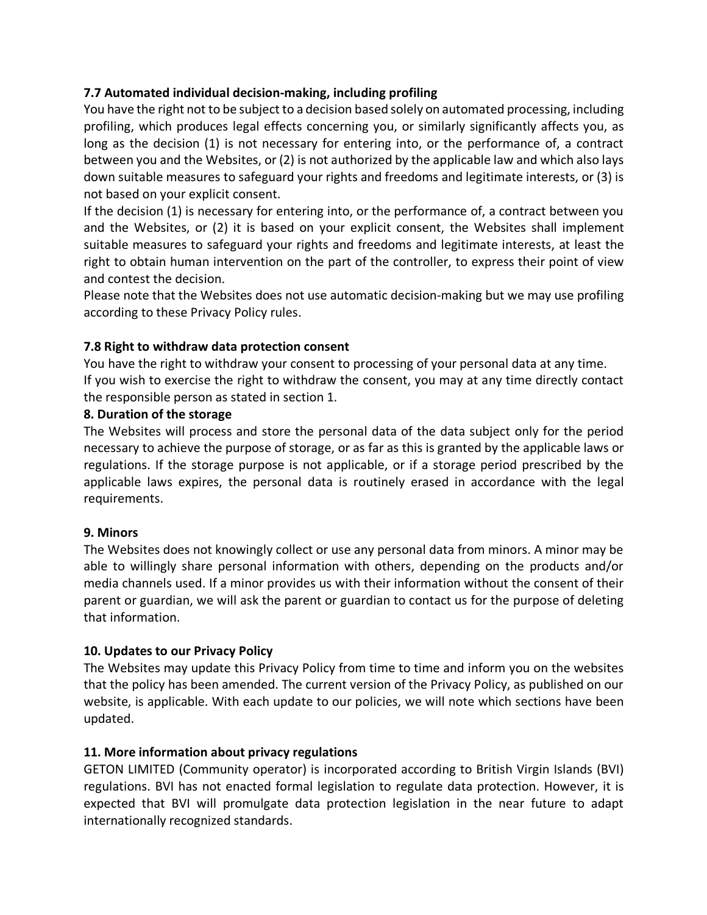### 7.7 Automated individual decision-making, including profiling

You have the right not to be subject to a decision based solely on automated processing, including profiling, which produces legal effects concerning you, or similarly significantly affects you, as long as the decision (1) is not necessary for entering into, or the performance of, a contract between you and the Websites, or (2) is not authorized by the applicable law and which also lays down suitable measures to safeguard your rights and freedoms and legitimate interests, or (3) is not based on your explicit consent.

If the decision (1) is necessary for entering into, or the performance of, a contract between you and the Websites, or (2) it is based on your explicit consent, the Websites shall implement suitable measures to safeguard your rights and freedoms and legitimate interests, at least the right to obtain human intervention on the part of the controller, to express their point of view and contest the decision.

Please note that the Websites does not use automatic decision-making but we may use profiling according to these Privacy Policy rules.

### 7.8 Right to withdraw data protection consent

You have the right to withdraw your consent to processing of your personal data at any time.

If you wish to exercise the right to withdraw the consent, you may at any time directly contact the responsible person as stated in section 1.

## 8. Duration of the storage

The Websites will process and store the personal data of the data subject only for the period necessary to achieve the purpose of storage, or as far as this is granted by the applicable laws or regulations. If the storage purpose is not applicable, or if a storage period prescribed by the applicable laws expires, the personal data is routinely erased in accordance with the legal requirements.

## 9. Minors

The Websites does not knowingly collect or use any personal data from minors. A minor may be able to willingly share personal information with others, depending on the products and/or media channels used. If a minor provides us with their information without the consent of their parent or guardian, we will ask the parent or guardian to contact us for the purpose of deleting that information.

## 10. Updates to our Privacy Policy

The Websites may update this Privacy Policy from time to time and inform you on the websites that the policy has been amended. The current version of the Privacy Policy, as published on our website, is applicable. With each update to our policies, we will note which sections have been updated.

## 11. More information about privacy regulations

GETON LIMITED (Community operator) is incorporated according to British Virgin Islands (BVI) regulations. BVI has not enacted formal legislation to regulate data protection. However, it is expected that BVI will promulgate data protection legislation in the near future to adapt internationally recognized standards.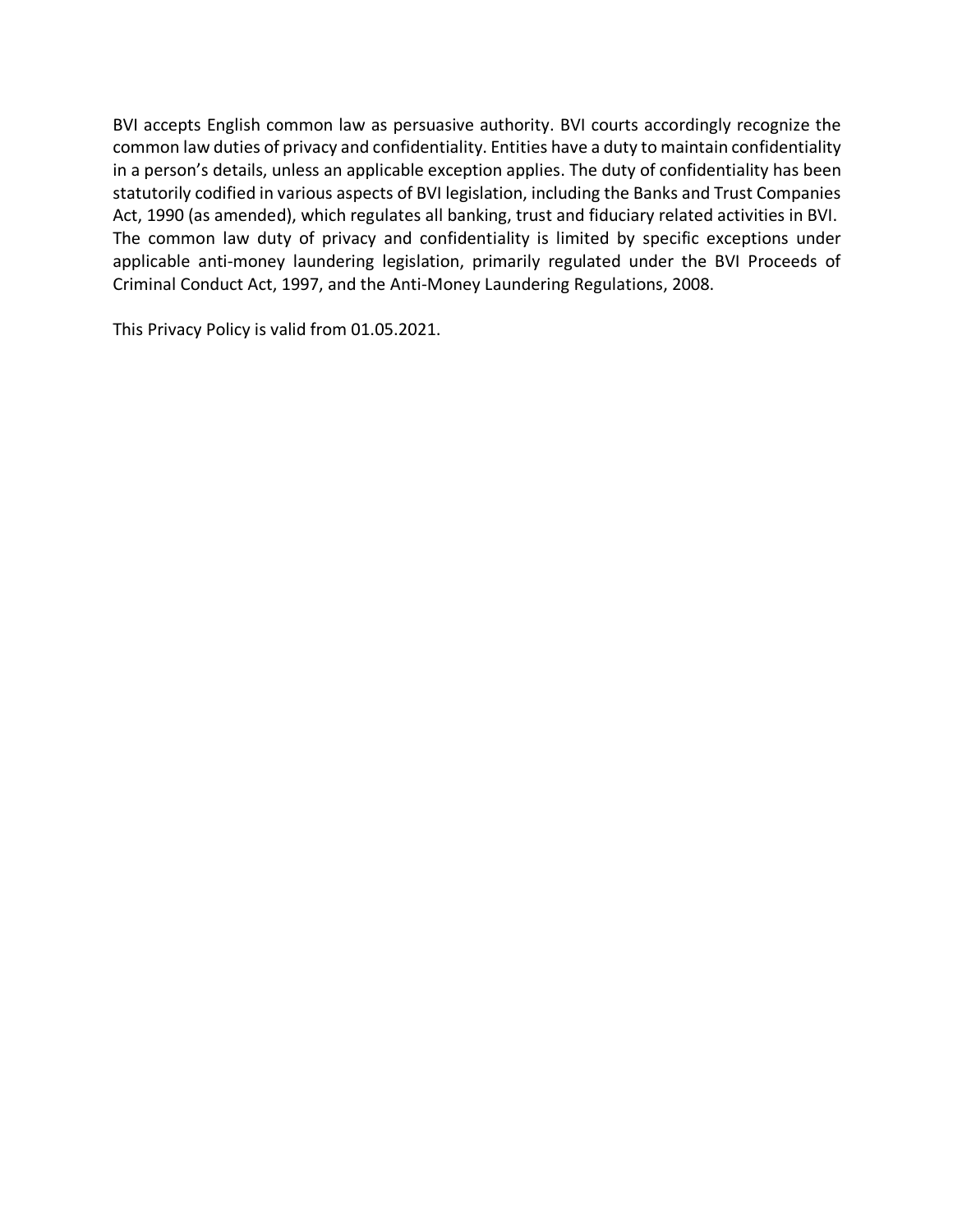BVI accepts English common law as persuasive authority. BVI courts accordingly recognize the common law duties of privacy and confidentiality. Entities have a duty to maintain confidentiality in a person's details, unless an applicable exception applies. The duty of confidentiality has been statutorily codified in various aspects of BVI legislation, including the Banks and Trust Companies Act, 1990 (as amended), which regulates all banking, trust and fiduciary related activities in BVI. The common law duty of privacy and confidentiality is limited by specific exceptions under applicable anti-money laundering legislation, primarily regulated under the BVI Proceeds of Criminal Conduct Act, 1997, and the Anti-Money Laundering Regulations, 2008.

This Privacy Policy is valid from 01.05.2021.